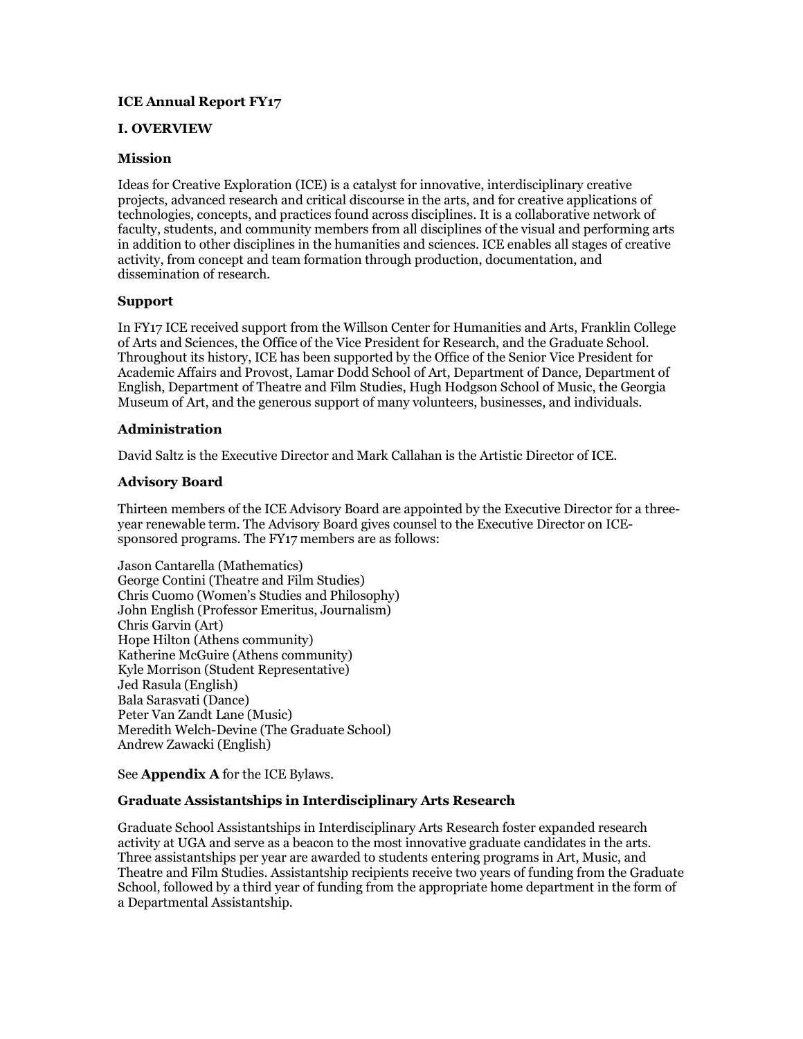**ICE Annual Report FY17**

## I. OVERVIEW

### Mission

Ideas for Creative Exploration (ICE) is a catalyst for innovative, interdisciplinary creative projects, advanced research and critical discourse in the arts, and for creative applications of technologies, concepts, and practices found across disciplines. It is a collaborative network of faculty, students, and community members from all disciplines of the visual and performing arts in addition to other disciplines in the humanities and sciences. ICE enables all stages of creative activity, from concept and team formation through production, documentation, and dissemination of research.

### Support

In FY17 ICE received support from the Willson Center for Humanities and Arts, Franklin College of Arts and Sciences, the Office of the Vice President for Research, and the Graduate School. Throughout its history, ICE has been supported by the Office of the Senior Vice President for Academic Affairs and Provost, Lamar Dodd School of Art, Department of Dance, Department of English, Department of Theatre and Film Studies, Hugh Hodgson School of Music, the Georgia Museum of Art, and the generous support of many volunteers, businesses, and individuals.

### Administration

David Saltz is the Executive Director and Mark Callahan is the Artistic Director of ICE.

### Advisory Board

Thirteen members of the ICE Advisory Board are appointed by the Executive Director for a three-year renewable term. The Advisory Board gives counsel to the Executive Director on ICE-sponsored programs. The FY17 members are as follows:

Jason Cantarella (Mathematics)
George Contini (Theatre and Film Studies)
Chris Cuomo (Women's Studies and Philosophy)
John English (Professor Emeritus, Journalism)
Chris Garvin (Art)
Hope Hilton (Athens community)
Katherine McGuire (Athens community)
Kyle Morrison (Student Representative)
Jed Rasula (English)
Bala Sarasvati (Dance)
Peter Van Zandt Lane (Music)
Meredith Welch-Devine (The Graduate School)
Andrew Zawacki (English)

See **Appendix A** for the ICE Bylaws.

### Graduate Assistantships in Interdisciplinary Arts Research

Graduate School Assistantships in Interdisciplinary Arts Research foster expanded research activity at UGA and serve as a beacon to the most innovative graduate candidates in the arts. Three assistantships per year are awarded to students entering programs in Art, Music, and Theatre and Film Studies. Assistantship recipients receive two years of funding from the Graduate School, followed by a third year of funding from the appropriate home department in the form of a Departmental Assistantship.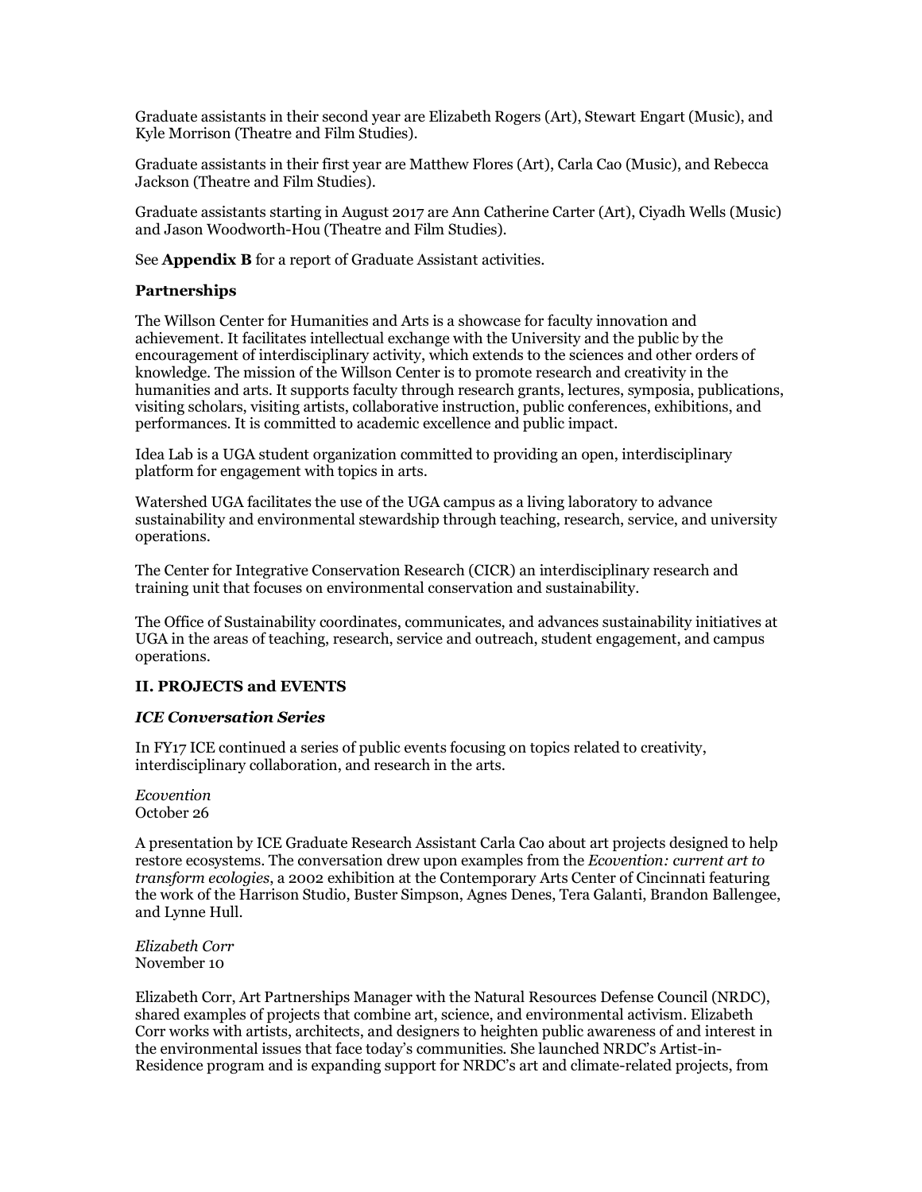Graduate assistants in their second year are Elizabeth Rogers (Art), Stewart Engart (Music), and Kyle Morrison (Theatre and Film Studies).

Graduate assistants in their first year are Matthew Flores (Art), Carla Cao (Music), and Rebecca Jackson (Theatre and Film Studies).

Graduate assistants starting in August 2017 are Ann Catherine Carter (Art), Ciyadh Wells (Music) and Jason Woodworth-Hou (Theatre and Film Studies).

See **Appendix B** for a report of Graduate Assistant activities.

### Partnerships

The Willson Center for Humanities and Arts is a showcase for faculty innovation and achievement. It facilitates intellectual exchange with the University and the public by the encouragement of interdisciplinary activity, which extends to the sciences and other orders of knowledge. The mission of the Willson Center is to promote research and creativity in the humanities and arts. It supports faculty through research grants, lectures, symposia, publications, visiting scholars, visiting artists, collaborative instruction, public conferences, exhibitions, and performances. It is committed to academic excellence and public impact.

Idea Lab is a UGA student organization committed to providing an open, interdisciplinary platform for engagement with topics in arts.

Watershed UGA facilitates the use of the UGA campus as a living laboratory to advance sustainability and environmental stewardship through teaching, research, service, and university operations.

The Center for Integrative Conservation Research (CICR) an interdisciplinary research and training unit that focuses on environmental conservation and sustainability.

The Office of Sustainability coordinates, communicates, and advances sustainability initiatives at UGA in the areas of teaching, research, service and outreach, student engagement, and campus operations.

## II. PROJECTS and EVENTS

### *ICE Conversation Series*

In FY17 ICE continued a series of public events focusing on topics related to creativity, interdisciplinary collaboration, and research in the arts.

*Ecovention*
October 26

A presentation by ICE Graduate Research Assistant Carla Cao about art projects designed to help restore ecosystems. The conversation drew upon examples from the *Ecovention: current art to transform ecologies*, a 2002 exhibition at the Contemporary Arts Center of Cincinnati featuring the work of the Harrison Studio, Buster Simpson, Agnes Denes, Tera Galanti, Brandon Ballengee, and Lynne Hull.

*Elizabeth Corr*
November 10

Elizabeth Corr, Art Partnerships Manager with the Natural Resources Defense Council (NRDC), shared examples of projects that combine art, science, and environmental activism. Elizabeth Corr works with artists, architects, and designers to heighten public awareness of and interest in the environmental issues that face today's communities. She launched NRDC's Artist-in-Residence program and is expanding support for NRDC's art and climate-related projects, from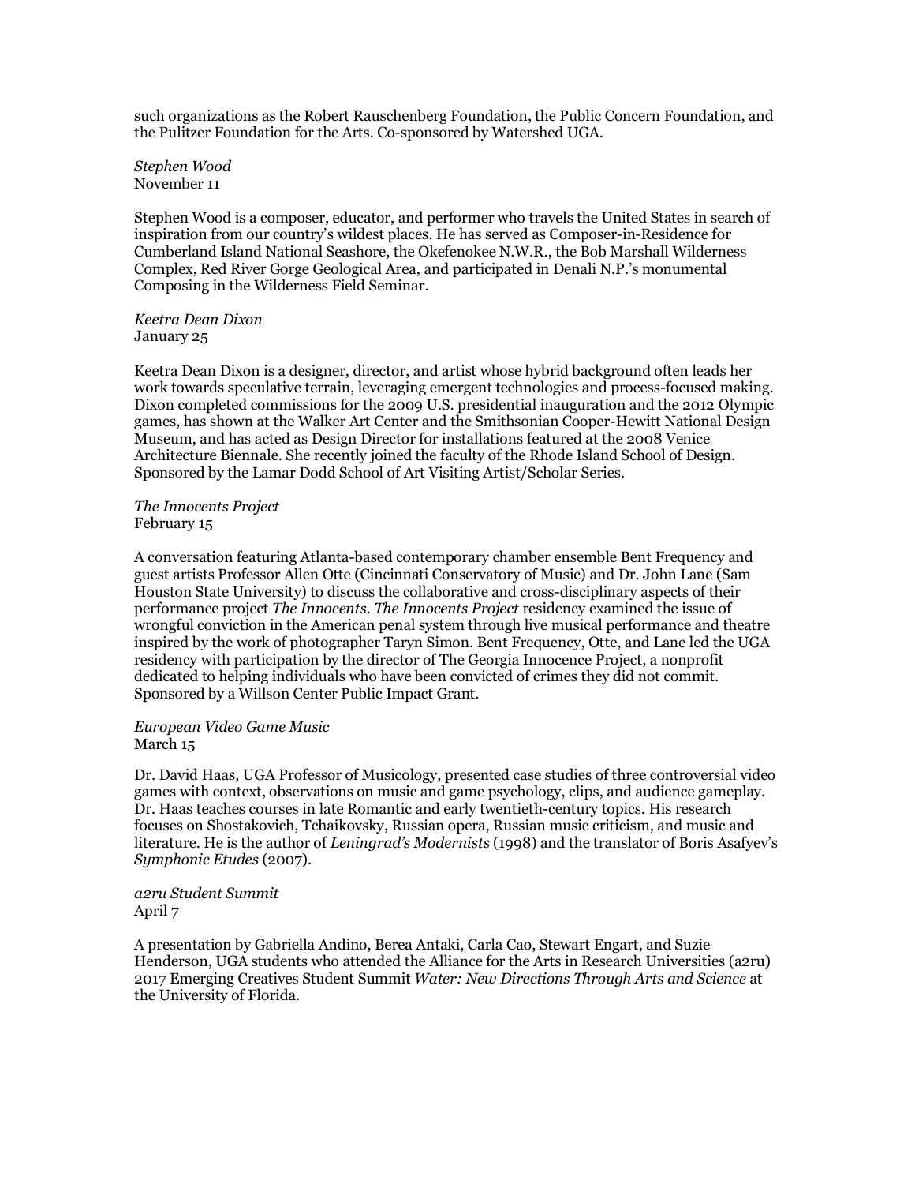such organizations as the Robert Rauschenberg Foundation, the Public Concern Foundation, and the Pulitzer Foundation for the Arts. Co-sponsored by Watershed UGA.

*Stephen Wood*
November 11

Stephen Wood is a composer, educator, and performer who travels the United States in search of inspiration from our country's wildest places. He has served as Composer-in-Residence for Cumberland Island National Seashore, the Okefenokee N.W.R., the Bob Marshall Wilderness Complex, Red River Gorge Geological Area, and participated in Denali N.P.'s monumental Composing in the Wilderness Field Seminar.

*Keetra Dean Dixon*
January 25

Keetra Dean Dixon is a designer, director, and artist whose hybrid background often leads her work towards speculative terrain, leveraging emergent technologies and process-focused making. Dixon completed commissions for the 2009 U.S. presidential inauguration and the 2012 Olympic games, has shown at the Walker Art Center and the Smithsonian Cooper-Hewitt National Design Museum, and has acted as Design Director for installations featured at the 2008 Venice Architecture Biennale. She recently joined the faculty of the Rhode Island School of Design. Sponsored by the Lamar Dodd School of Art Visiting Artist/Scholar Series.

*The Innocents Project*
February 15

A conversation featuring Atlanta-based contemporary chamber ensemble Bent Frequency and guest artists Professor Allen Otte (Cincinnati Conservatory of Music) and Dr. John Lane (Sam Houston State University) to discuss the collaborative and cross-disciplinary aspects of their performance project *The Innocents*. *The Innocents Project* residency examined the issue of wrongful conviction in the American penal system through live musical performance and theatre inspired by the work of photographer Taryn Simon. Bent Frequency, Otte, and Lane led the UGA residency with participation by the director of The Georgia Innocence Project, a nonprofit dedicated to helping individuals who have been convicted of crimes they did not commit. Sponsored by a Willson Center Public Impact Grant.

*European Video Game Music*
March 15

Dr. David Haas, UGA Professor of Musicology, presented case studies of three controversial video games with context, observations on music and game psychology, clips, and audience gameplay. Dr. Haas teaches courses in late Romantic and early twentieth-century topics. His research focuses on Shostakovich, Tchaikovsky, Russian opera, Russian music criticism, and music and literature. He is the author of *Leningrad's Modernists* (1998) and the translator of Boris Asafyev's *Symphonic Etudes* (2007).

*a2ru Student Summit*
April 7

A presentation by Gabriella Andino, Berea Antaki, Carla Cao, Stewart Engart, and Suzie Henderson, UGA students who attended the Alliance for the Arts in Research Universities (a2ru) 2017 Emerging Creatives Student Summit *Water: New Directions Through Arts and Science* at the University of Florida.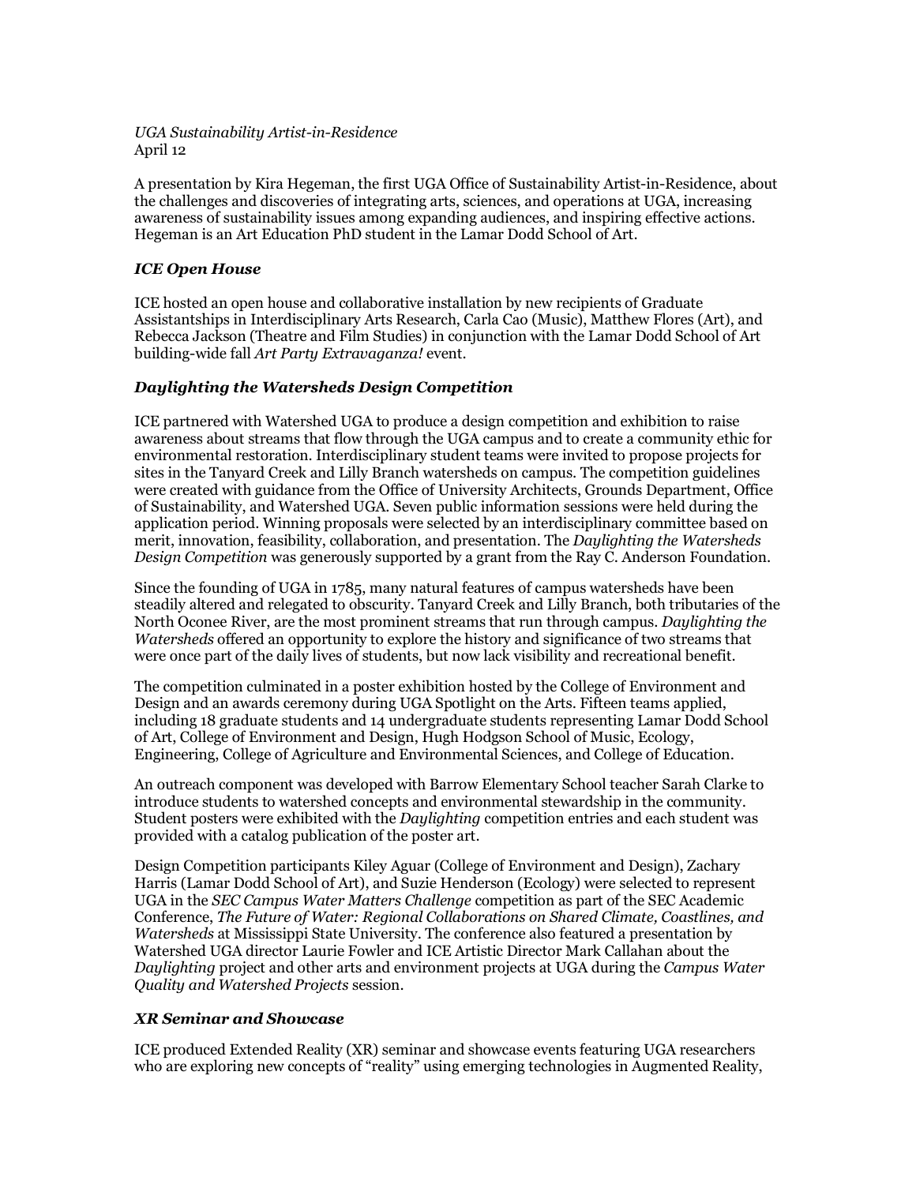*UGA Sustainability Artist-in-Residence*
April 12

A presentation by Kira Hegeman, the first UGA Office of Sustainability Artist-in-Residence, about the challenges and discoveries of integrating arts, sciences, and operations at UGA, increasing awareness of sustainability issues among expanding audiences, and inspiring effective actions. Hegeman is an Art Education PhD student in the Lamar Dodd School of Art.

### ***ICE Open House***

ICE hosted an open house and collaborative installation by new recipients of Graduate Assistantships in Interdisciplinary Arts Research, Carla Cao (Music), Matthew Flores (Art), and Rebecca Jackson (Theatre and Film Studies) in conjunction with the Lamar Dodd School of Art building-wide fall *Art Party Extravaganza!* event.

### ***Daylighting the Watersheds Design Competition***

ICE partnered with Watershed UGA to produce a design competition and exhibition to raise awareness about streams that flow through the UGA campus and to create a community ethic for environmental restoration. Interdisciplinary student teams were invited to propose projects for sites in the Tanyard Creek and Lilly Branch watersheds on campus. The competition guidelines were created with guidance from the Office of University Architects, Grounds Department, Office of Sustainability, and Watershed UGA. Seven public information sessions were held during the application period. Winning proposals were selected by an interdisciplinary committee based on merit, innovation, feasibility, collaboration, and presentation. The *Daylighting the Watersheds Design Competition* was generously supported by a grant from the Ray C. Anderson Foundation.

Since the founding of UGA in 1785, many natural features of campus watersheds have been steadily altered and relegated to obscurity. Tanyard Creek and Lilly Branch, both tributaries of the North Oconee River, are the most prominent streams that run through campus. *Daylighting the Watersheds* offered an opportunity to explore the history and significance of two streams that were once part of the daily lives of students, but now lack visibility and recreational benefit.

The competition culminated in a poster exhibition hosted by the College of Environment and Design and an awards ceremony during UGA Spotlight on the Arts. Fifteen teams applied, including 18 graduate students and 14 undergraduate students representing Lamar Dodd School of Art, College of Environment and Design, Hugh Hodgson School of Music, Ecology, Engineering, College of Agriculture and Environmental Sciences, and College of Education.

An outreach component was developed with Barrow Elementary School teacher Sarah Clarke to introduce students to watershed concepts and environmental stewardship in the community. Student posters were exhibited with the *Daylighting* competition entries and each student was provided with a catalog publication of the poster art.

Design Competition participants Kiley Aguar (College of Environment and Design), Zachary Harris (Lamar Dodd School of Art), and Suzie Henderson (Ecology) were selected to represent UGA in the *SEC Campus Water Matters Challenge* competition as part of the SEC Academic Conference, *The Future of Water: Regional Collaborations on Shared Climate, Coastlines, and Watersheds* at Mississippi State University. The conference also featured a presentation by Watershed UGA director Laurie Fowler and ICE Artistic Director Mark Callahan about the *Daylighting* project and other arts and environment projects at UGA during the *Campus Water Quality and Watershed Projects* session.

### ***XR Seminar and Showcase***

ICE produced Extended Reality (XR) seminar and showcase events featuring UGA researchers who are exploring new concepts of "reality" using emerging technologies in Augmented Reality,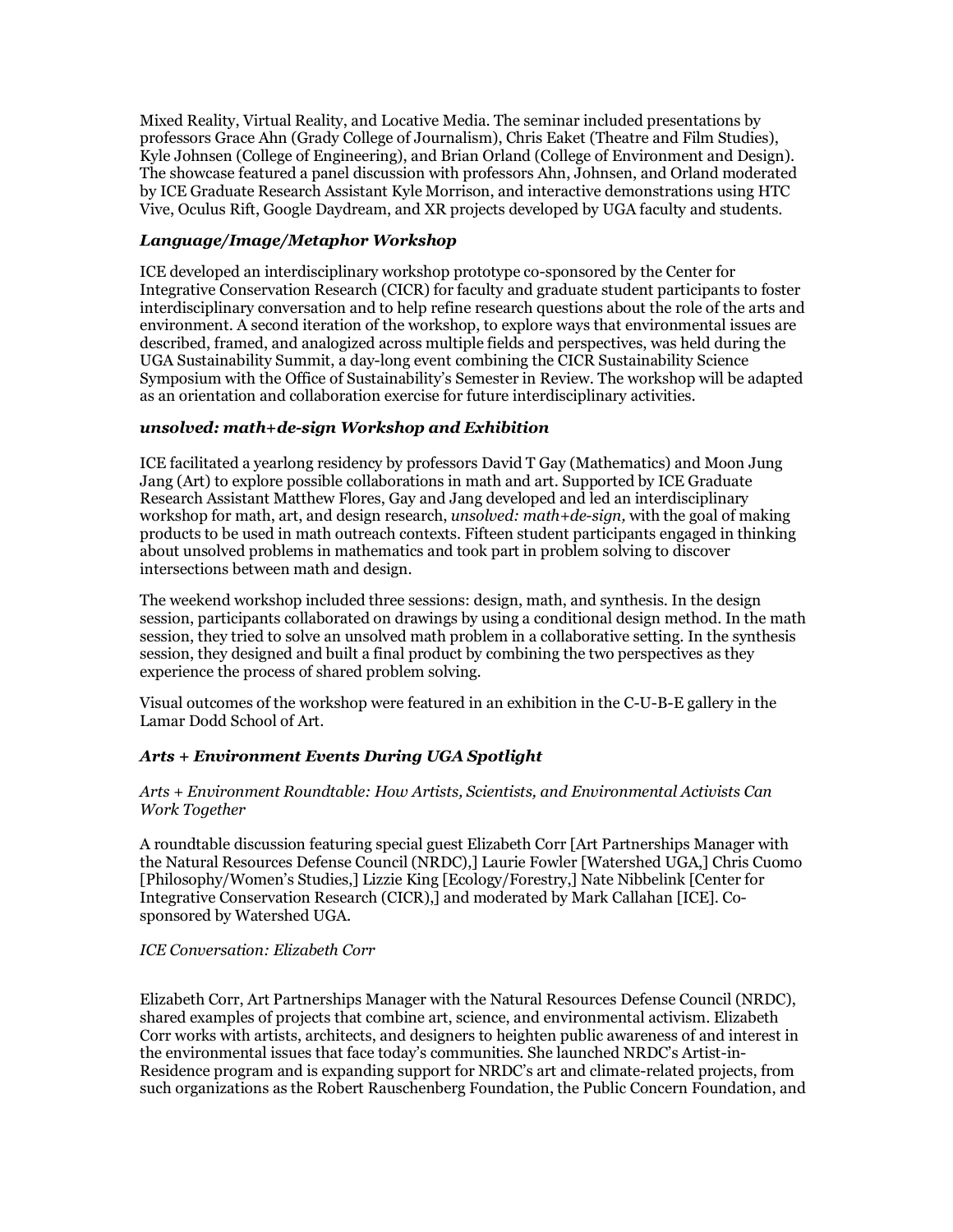Mixed Reality, Virtual Reality, and Locative Media. The seminar included presentations by professors Grace Ahn (Grady College of Journalism), Chris Eaket (Theatre and Film Studies), Kyle Johnsen (College of Engineering), and Brian Orland (College of Environment and Design). The showcase featured a panel discussion with professors Ahn, Johnsen, and Orland moderated by ICE Graduate Research Assistant Kyle Morrison, and interactive demonstrations using HTC Vive, Oculus Rift, Google Daydream, and XR projects developed by UGA faculty and students.

### ***Language/Image/Metaphor Workshop***

ICE developed an interdisciplinary workshop prototype co-sponsored by the Center for Integrative Conservation Research (CICR) for faculty and graduate student participants to foster interdisciplinary conversation and to help refine research questions about the role of the arts and environment. A second iteration of the workshop, to explore ways that environmental issues are described, framed, and analogized across multiple fields and perspectives, was held during the UGA Sustainability Summit, a day-long event combining the CICR Sustainability Science Symposium with the Office of Sustainability's Semester in Review. The workshop will be adapted as an orientation and collaboration exercise for future interdisciplinary activities.

### ***unsolved: math+de-sign Workshop and Exhibition***

ICE facilitated a yearlong residency by professors David T Gay (Mathematics) and Moon Jung Jang (Art) to explore possible collaborations in math and art. Supported by ICE Graduate Research Assistant Matthew Flores, Gay and Jang developed and led an interdisciplinary workshop for math, art, and design research, *unsolved: math+de-sign,* with the goal of making products to be used in math outreach contexts. Fifteen student participants engaged in thinking about unsolved problems in mathematics and took part in problem solving to discover intersections between math and design.

The weekend workshop included three sessions: design, math, and synthesis. In the design session, participants collaborated on drawings by using a conditional design method. In the math session, they tried to solve an unsolved math problem in a collaborative setting. In the synthesis session, they designed and built a final product by combining the two perspectives as they experience the process of shared problem solving.

Visual outcomes of the workshop were featured in an exhibition in the C-U-B-E gallery in the Lamar Dodd School of Art.

### ***Arts + Environment Events During UGA Spotlight***

*Arts + Environment Roundtable: How Artists, Scientists, and Environmental Activists Can Work Together*

A roundtable discussion featuring special guest Elizabeth Corr [Art Partnerships Manager with the Natural Resources Defense Council (NRDC),] Laurie Fowler [Watershed UGA,] Chris Cuomo [Philosophy/Women's Studies,] Lizzie King [Ecology/Forestry,] Nate Nibbelink [Center for Integrative Conservation Research (CICR),] and moderated by Mark Callahan [ICE]. Co-sponsored by Watershed UGA.

*ICE Conversation: Elizabeth Corr*

Elizabeth Corr, Art Partnerships Manager with the Natural Resources Defense Council (NRDC), shared examples of projects that combine art, science, and environmental activism. Elizabeth Corr works with artists, architects, and designers to heighten public awareness of and interest in the environmental issues that face today's communities. She launched NRDC's Artist-in-Residence program and is expanding support for NRDC's art and climate-related projects, from such organizations as the Robert Rauschenberg Foundation, the Public Concern Foundation, and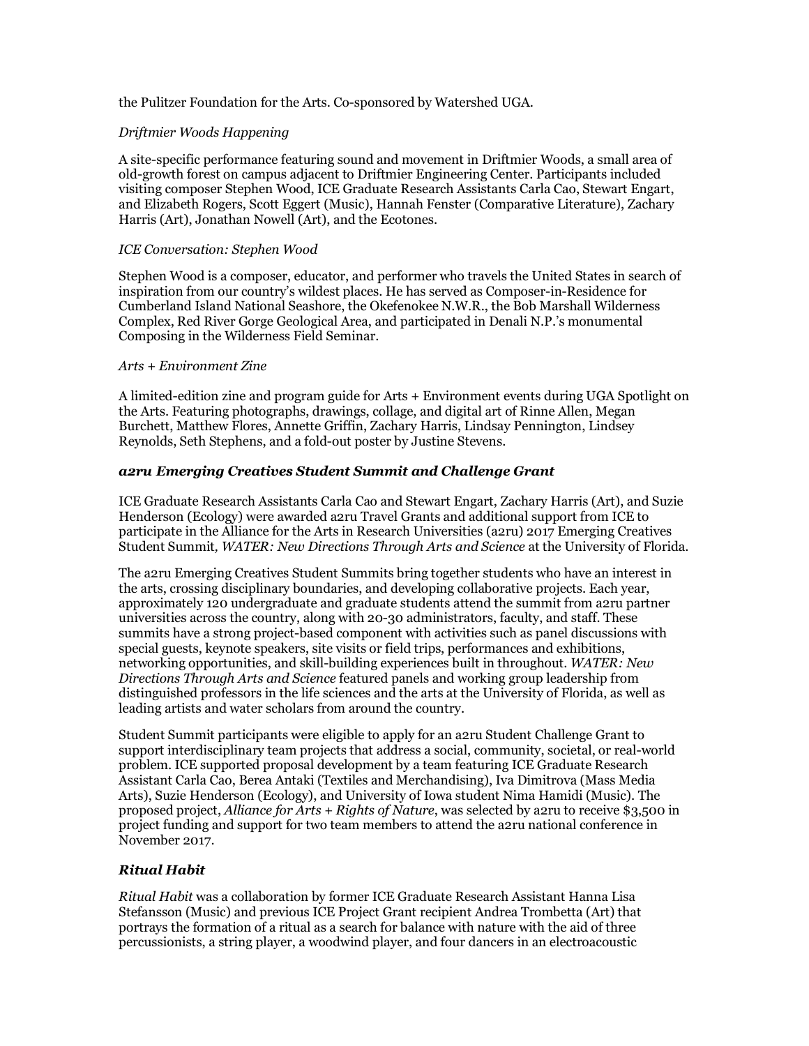the Pulitzer Foundation for the Arts. Co-sponsored by Watershed UGA.

*Driftmier Woods Happening*

A site-specific performance featuring sound and movement in Driftmier Woods, a small area of old-growth forest on campus adjacent to Driftmier Engineering Center. Participants included visiting composer Stephen Wood, ICE Graduate Research Assistants Carla Cao, Stewart Engart, and Elizabeth Rogers, Scott Eggert (Music), Hannah Fenster (Comparative Literature), Zachary Harris (Art), Jonathan Nowell (Art), and the Ecotones.

*ICE Conversation: Stephen Wood*

Stephen Wood is a composer, educator, and performer who travels the United States in search of inspiration from our country's wildest places. He has served as Composer-in-Residence for Cumberland Island National Seashore, the Okefenokee N.W.R., the Bob Marshall Wilderness Complex, Red River Gorge Geological Area, and participated in Denali N.P.'s monumental Composing in the Wilderness Field Seminar.

*Arts + Environment Zine*

A limited-edition zine and program guide for Arts + Environment events during UGA Spotlight on the Arts. Featuring photographs, drawings, collage, and digital art of Rinne Allen, Megan Burchett, Matthew Flores, Annette Griffin, Zachary Harris, Lindsay Pennington, Lindsey Reynolds, Seth Stephens, and a fold-out poster by Justine Stevens.

### ***a2ru Emerging Creatives Student Summit and Challenge Grant***

ICE Graduate Research Assistants Carla Cao and Stewart Engart, Zachary Harris (Art), and Suzie Henderson (Ecology) were awarded a2ru Travel Grants and additional support from ICE to participate in the Alliance for the Arts in Research Universities (a2ru) 2017 Emerging Creatives Student Summit*, WATER: New Directions Through Arts and Science* at the University of Florida.

The a2ru Emerging Creatives Student Summits bring together students who have an interest in the arts, crossing disciplinary boundaries, and developing collaborative projects. Each year, approximately 120 undergraduate and graduate students attend the summit from a2ru partner universities across the country, along with 20-30 administrators, faculty, and staff. These summits have a strong project-based component with activities such as panel discussions with special guests, keynote speakers, site visits or field trips, performances and exhibitions, networking opportunities, and skill-building experiences built in throughout. *WATER: New Directions Through Arts and Science* featured panels and working group leadership from distinguished professors in the life sciences and the arts at the University of Florida, as well as leading artists and water scholars from around the country.

Student Summit participants were eligible to apply for an a2ru Student Challenge Grant to support interdisciplinary team projects that address a social, community, societal, or real-world problem. ICE supported proposal development by a team featuring ICE Graduate Research Assistant Carla Cao, Berea Antaki (Textiles and Merchandising), Iva Dimitrova (Mass Media Arts), Suzie Henderson (Ecology), and University of Iowa student Nima Hamidi (Music). The proposed project, *Alliance for Arts + Rights of Nature*, was selected by a2ru to receive $3,500 in project funding and support for two team members to attend the a2ru national conference in November 2017.

### ***Ritual Habit***

*Ritual Habit* was a collaboration by former ICE Graduate Research Assistant Hanna Lisa Stefansson (Music) and previous ICE Project Grant recipient Andrea Trombetta (Art) that portrays the formation of a ritual as a search for balance with nature with the aid of three percussionists, a string player, a woodwind player, and four dancers in an electroacoustic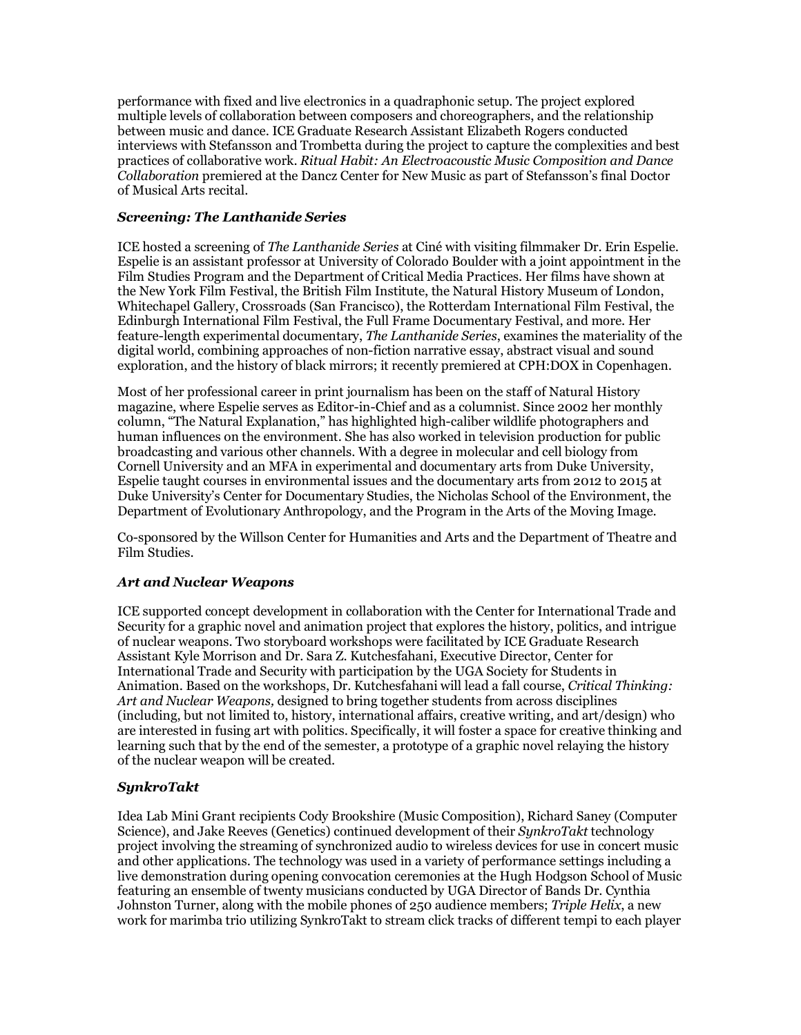performance with fixed and live electronics in a quadraphonic setup. The project explored multiple levels of collaboration between composers and choreographers, and the relationship between music and dance. ICE Graduate Research Assistant Elizabeth Rogers conducted interviews with Stefansson and Trombetta during the project to capture the complexities and best practices of collaborative work. *Ritual Habit: An Electroacoustic Music Composition and Dance Collaboration* premiered at the Dancz Center for New Music as part of Stefansson's final Doctor of Musical Arts recital.

### *Screening: The Lanthanide Series*

ICE hosted a screening of *The Lanthanide Series* at Ciné with visiting filmmaker Dr. Erin Espelie. Espelie is an assistant professor at University of Colorado Boulder with a joint appointment in the Film Studies Program and the Department of Critical Media Practices. Her films have shown at the New York Film Festival, the British Film Institute, the Natural History Museum of London, Whitechapel Gallery, Crossroads (San Francisco), the Rotterdam International Film Festival, the Edinburgh International Film Festival, the Full Frame Documentary Festival, and more. Her feature-length experimental documentary, *The Lanthanide Series*, examines the materiality of the digital world, combining approaches of non-fiction narrative essay, abstract visual and sound exploration, and the history of black mirrors; it recently premiered at CPH:DOX in Copenhagen.

Most of her professional career in print journalism has been on the staff of Natural History magazine, where Espelie serves as Editor-in-Chief and as a columnist. Since 2002 her monthly column, "The Natural Explanation," has highlighted high-caliber wildlife photographers and human influences on the environment. She has also worked in television production for public broadcasting and various other channels. With a degree in molecular and cell biology from Cornell University and an MFA in experimental and documentary arts from Duke University, Espelie taught courses in environmental issues and the documentary arts from 2012 to 2015 at Duke University's Center for Documentary Studies, the Nicholas School of the Environment, the Department of Evolutionary Anthropology, and the Program in the Arts of the Moving Image.

Co-sponsored by the Willson Center for Humanities and Arts and the Department of Theatre and Film Studies.

### *Art and Nuclear Weapons*

ICE supported concept development in collaboration with the Center for International Trade and Security for a graphic novel and animation project that explores the history, politics, and intrigue of nuclear weapons. Two storyboard workshops were facilitated by ICE Graduate Research Assistant Kyle Morrison and Dr. Sara Z. Kutchesfahani, Executive Director, Center for International Trade and Security with participation by the UGA Society for Students in Animation. Based on the workshops, Dr. Kutchesfahani will lead a fall course, *Critical Thinking: Art and Nuclear Weapons,* designed to bring together students from across disciplines (including, but not limited to, history, international affairs, creative writing, and art/design) who are interested in fusing art with politics. Specifically, it will foster a space for creative thinking and learning such that by the end of the semester, a prototype of a graphic novel relaying the history of the nuclear weapon will be created.

### *SynkroTakt*

Idea Lab Mini Grant recipients Cody Brookshire (Music Composition), Richard Saney (Computer Science), and Jake Reeves (Genetics) continued development of their *SynkroTakt* technology project involving the streaming of synchronized audio to wireless devices for use in concert music and other applications. The technology was used in a variety of performance settings including a live demonstration during opening convocation ceremonies at the Hugh Hodgson School of Music featuring an ensemble of twenty musicians conducted by UGA Director of Bands Dr. Cynthia Johnston Turner, along with the mobile phones of 250 audience members; *Triple Helix*, a new work for marimba trio utilizing SynkroTakt to stream click tracks of different tempi to each player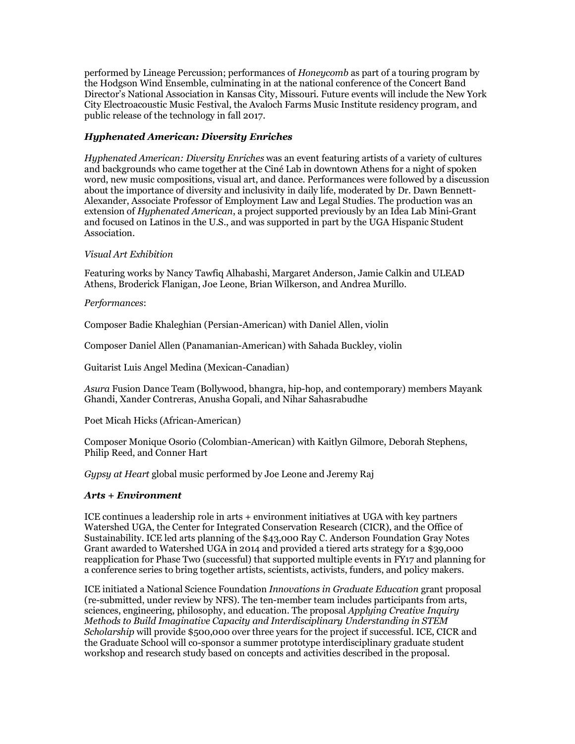performed by Lineage Percussion; performances of *Honeycomb* as part of a touring program by the Hodgson Wind Ensemble, culminating in at the national conference of the Concert Band Director's National Association in Kansas City, Missouri. Future events will include the New York City Electroacoustic Music Festival, the Avaloch Farms Music Institute residency program, and public release of the technology in fall 2017.

### *Hyphenated American: Diversity Enriches*

*Hyphenated American: Diversity Enriches* was an event featuring artists of a variety of cultures and backgrounds who came together at the Ciné Lab in downtown Athens for a night of spoken word, new music compositions, visual art, and dance. Performances were followed by a discussion about the importance of diversity and inclusivity in daily life, moderated by Dr. Dawn Bennett-Alexander, Associate Professor of Employment Law and Legal Studies. The production was an extension of *Hyphenated American*, a project supported previously by an Idea Lab Mini-Grant and focused on Latinos in the U.S., and was supported in part by the UGA Hispanic Student Association.

*Visual Art Exhibition*

Featuring works by Nancy Tawfiq Alhabashi, Margaret Anderson, Jamie Calkin and ULEAD Athens, Broderick Flanigan, Joe Leone, Brian Wilkerson, and Andrea Murillo.

*Performances*:

Composer Badie Khaleghian (Persian-American) with Daniel Allen, violin

Composer Daniel Allen (Panamanian-American) with Sahada Buckley, violin

Guitarist Luis Angel Medina (Mexican-Canadian)

*Asura* Fusion Dance Team (Bollywood, bhangra, hip-hop, and contemporary) members Mayank Ghandi, Xander Contreras, Anusha Gopali, and Nihar Sahasrabudhe

Poet Micah Hicks (African-American)

Composer Monique Osorio (Colombian-American) with Kaitlyn Gilmore, Deborah Stephens, Philip Reed, and Conner Hart

*Gypsy at Heart* global music performed by Joe Leone and Jeremy Raj

### *Arts + Environment*

ICE continues a leadership role in arts + environment initiatives at UGA with key partners Watershed UGA, the Center for Integrated Conservation Research (CICR), and the Office of Sustainability. ICE led arts planning of the $43,000 Ray C. Anderson Foundation Gray Notes Grant awarded to Watershed UGA in 2014 and provided a tiered arts strategy for a $39,000 reapplication for Phase Two (successful) that supported multiple events in FY17 and planning for a conference series to bring together artists, scientists, activists, funders, and policy makers.

ICE initiated a National Science Foundation *Innovations in Graduate Education* grant proposal (re-submitted, under review by NFS). The ten-member team includes participants from arts, sciences, engineering, philosophy, and education. The proposal *Applying Creative Inquiry Methods to Build Imaginative Capacity and Interdisciplinary Understanding in STEM Scholarship* will provide $500,000 over three years for the project if successful. ICE, CICR and the Graduate School will co-sponsor a summer prototype interdisciplinary graduate student workshop and research study based on concepts and activities described in the proposal.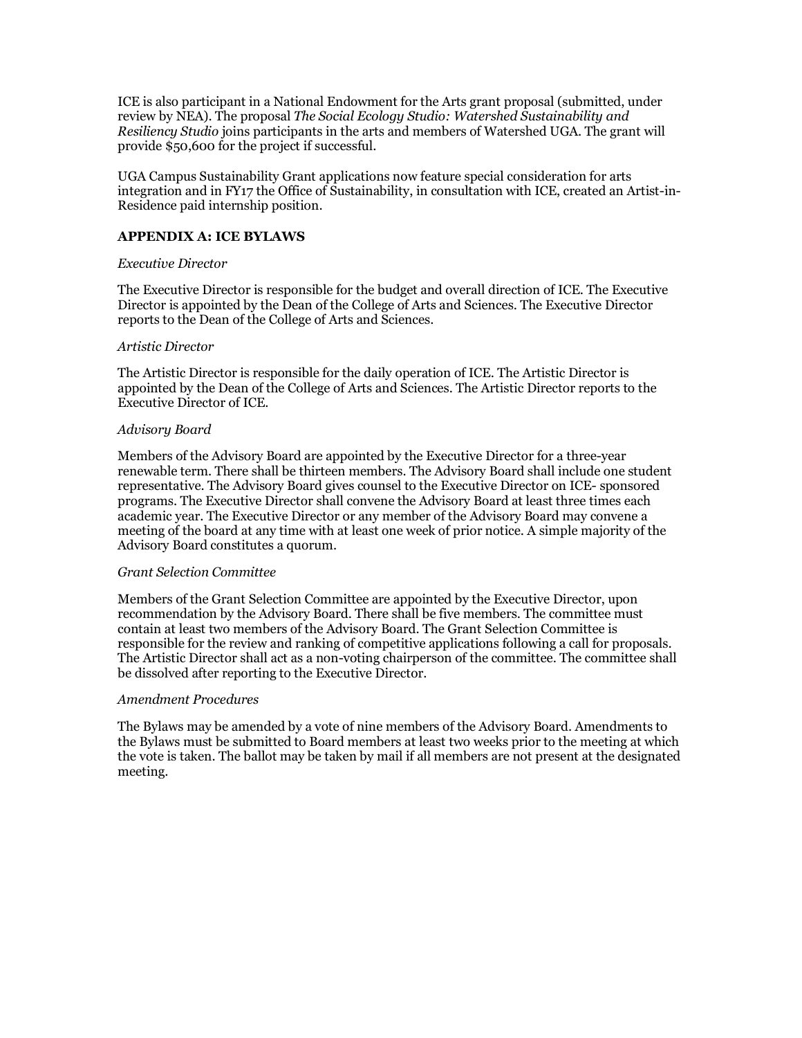ICE is also participant in a National Endowment for the Arts grant proposal (submitted, under review by NEA). The proposal *The Social Ecology Studio: Watershed Sustainability and Resiliency Studio* joins participants in the arts and members of Watershed UGA. The grant will provide $50,600 for the project if successful.

UGA Campus Sustainability Grant applications now feature special consideration for arts integration and in FY17 the Office of Sustainability, in consultation with ICE, created an Artist-in-Residence paid internship position.

## APPENDIX A: ICE BYLAWS

*Executive Director*

The Executive Director is responsible for the budget and overall direction of ICE. The Executive Director is appointed by the Dean of the College of Arts and Sciences. The Executive Director reports to the Dean of the College of Arts and Sciences.

*Artistic Director*

The Artistic Director is responsible for the daily operation of ICE. The Artistic Director is appointed by the Dean of the College of Arts and Sciences. The Artistic Director reports to the Executive Director of ICE.

*Advisory Board*

Members of the Advisory Board are appointed by the Executive Director for a three-year renewable term. There shall be thirteen members. The Advisory Board shall include one student representative. The Advisory Board gives counsel to the Executive Director on ICE- sponsored programs. The Executive Director shall convene the Advisory Board at least three times each academic year. The Executive Director or any member of the Advisory Board may convene a meeting of the board at any time with at least one week of prior notice. A simple majority of the Advisory Board constitutes a quorum.

*Grant Selection Committee*

Members of the Grant Selection Committee are appointed by the Executive Director, upon recommendation by the Advisory Board. There shall be five members. The committee must contain at least two members of the Advisory Board. The Grant Selection Committee is responsible for the review and ranking of competitive applications following a call for proposals. The Artistic Director shall act as a non-voting chairperson of the committee. The committee shall be dissolved after reporting to the Executive Director.

*Amendment Procedures*

The Bylaws may be amended by a vote of nine members of the Advisory Board. Amendments to the Bylaws must be submitted to Board members at least two weeks prior to the meeting at which the vote is taken. The ballot may be taken by mail if all members are not present at the designated meeting.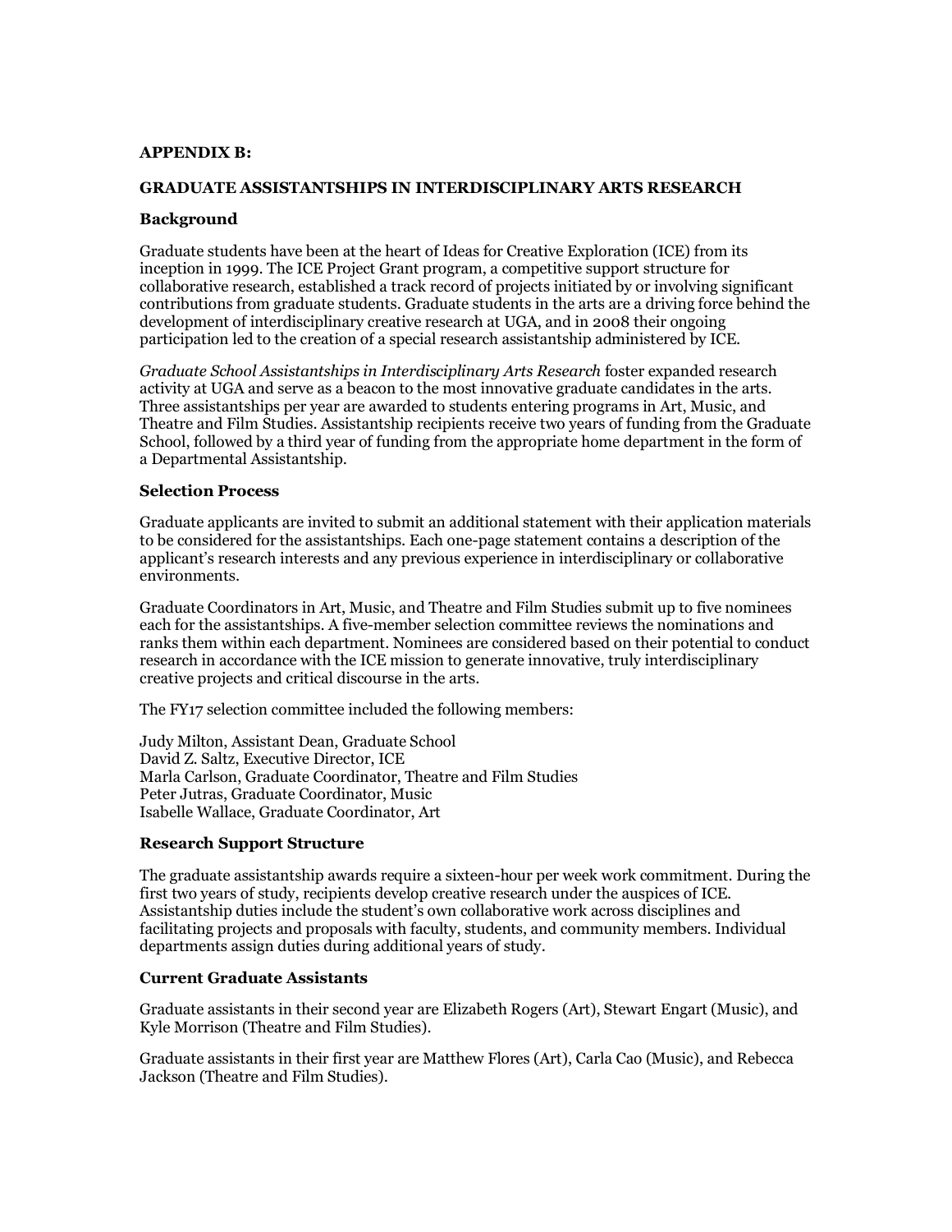## APPENDIX B:

## GRADUATE ASSISTANTSHIPS IN INTERDISCIPLINARY ARTS RESEARCH

### Background

Graduate students have been at the heart of Ideas for Creative Exploration (ICE) from its inception in 1999. The ICE Project Grant program, a competitive support structure for collaborative research, established a track record of projects initiated by or involving significant contributions from graduate students. Graduate students in the arts are a driving force behind the development of interdisciplinary creative research at UGA, and in 2008 their ongoing participation led to the creation of a special research assistantship administered by ICE.

*Graduate School Assistantships in Interdisciplinary Arts Research* foster expanded research activity at UGA and serve as a beacon to the most innovative graduate candidates in the arts. Three assistantships per year are awarded to students entering programs in Art, Music, and Theatre and Film Studies. Assistantship recipients receive two years of funding from the Graduate School, followed by a third year of funding from the appropriate home department in the form of a Departmental Assistantship.

### Selection Process

Graduate applicants are invited to submit an additional statement with their application materials to be considered for the assistantships. Each one-page statement contains a description of the applicant's research interests and any previous experience in interdisciplinary or collaborative environments.

Graduate Coordinators in Art, Music, and Theatre and Film Studies submit up to five nominees each for the assistantships. A five-member selection committee reviews the nominations and ranks them within each department. Nominees are considered based on their potential to conduct research in accordance with the ICE mission to generate innovative, truly interdisciplinary creative projects and critical discourse in the arts.

The FY17 selection committee included the following members:

Judy Milton, Assistant Dean, Graduate School
David Z. Saltz, Executive Director, ICE
Marla Carlson, Graduate Coordinator, Theatre and Film Studies
Peter Jutras, Graduate Coordinator, Music
Isabelle Wallace, Graduate Coordinator, Art

### Research Support Structure

The graduate assistantship awards require a sixteen-hour per week work commitment. During the first two years of study, recipients develop creative research under the auspices of ICE. Assistantship duties include the student's own collaborative work across disciplines and facilitating projects and proposals with faculty, students, and community members. Individual departments assign duties during additional years of study.

### Current Graduate Assistants

Graduate assistants in their second year are Elizabeth Rogers (Art), Stewart Engart (Music), and Kyle Morrison (Theatre and Film Studies).

Graduate assistants in their first year are Matthew Flores (Art), Carla Cao (Music), and Rebecca Jackson (Theatre and Film Studies).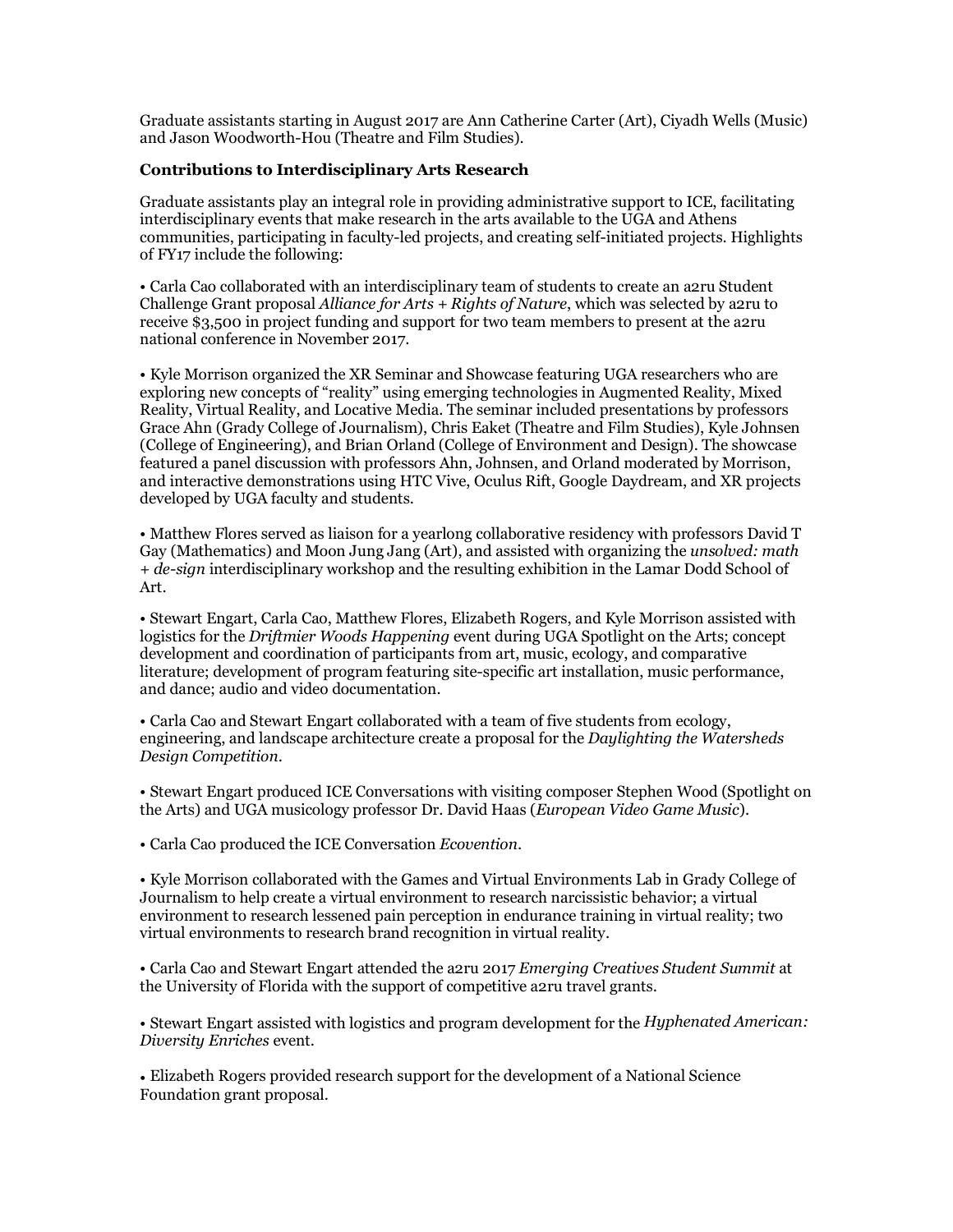Graduate assistants starting in August 2017 are Ann Catherine Carter (Art), Ciyadh Wells (Music) and Jason Woodworth-Hou (Theatre and Film Studies).

**Contributions to Interdisciplinary Arts Research**

Graduate assistants play an integral role in providing administrative support to ICE, facilitating interdisciplinary events that make research in the arts available to the UGA and Athens communities, participating in faculty-led projects, and creating self-initiated projects. Highlights of FY17 include the following:

• Carla Cao collaborated with an interdisciplinary team of students to create an a2ru Student Challenge Grant proposal *Alliance for Arts + Rights of Nature*, which was selected by a2ru to receive $3,500 in project funding and support for two team members to present at the a2ru national conference in November 2017.

• Kyle Morrison organized the XR Seminar and Showcase featuring UGA researchers who are exploring new concepts of "reality" using emerging technologies in Augmented Reality, Mixed Reality, Virtual Reality, and Locative Media. The seminar included presentations by professors Grace Ahn (Grady College of Journalism), Chris Eaket (Theatre and Film Studies), Kyle Johnsen (College of Engineering), and Brian Orland (College of Environment and Design). The showcase featured a panel discussion with professors Ahn, Johnsen, and Orland moderated by Morrison, and interactive demonstrations using HTC Vive, Oculus Rift, Google Daydream, and XR projects developed by UGA faculty and students.

• Matthew Flores served as liaison for a yearlong collaborative residency with professors David T Gay (Mathematics) and Moon Jung Jang (Art), and assisted with organizing the *unsolved: math + de-sign* interdisciplinary workshop and the resulting exhibition in the Lamar Dodd School of Art.

• Stewart Engart, Carla Cao, Matthew Flores, Elizabeth Rogers, and Kyle Morrison assisted with logistics for the *Driftmier Woods Happening* event during UGA Spotlight on the Arts; concept development and coordination of participants from art, music, ecology, and comparative literature; development of program featuring site-specific art installation, music performance, and dance; audio and video documentation.

• Carla Cao and Stewart Engart collaborated with a team of five students from ecology, engineering, and landscape architecture create a proposal for the *Daylighting the Watersheds Design Competition*.

• Stewart Engart produced ICE Conversations with visiting composer Stephen Wood (Spotlight on the Arts) and UGA musicology professor Dr. David Haas (*European Video Game Music*).

• Carla Cao produced the ICE Conversation *Ecovention*.

• Kyle Morrison collaborated with the Games and Virtual Environments Lab in Grady College of Journalism to help create a virtual environment to research narcissistic behavior; a virtual environment to research lessened pain perception in endurance training in virtual reality; two virtual environments to research brand recognition in virtual reality.

• Carla Cao and Stewart Engart attended the a2ru 2017 *Emerging Creatives Student Summit* at the University of Florida with the support of competitive a2ru travel grants.

• Stewart Engart assisted with logistics and program development for the *Hyphenated American: Diversity Enriches* event.

• Elizabeth Rogers provided research support for the development of a National Science Foundation grant proposal.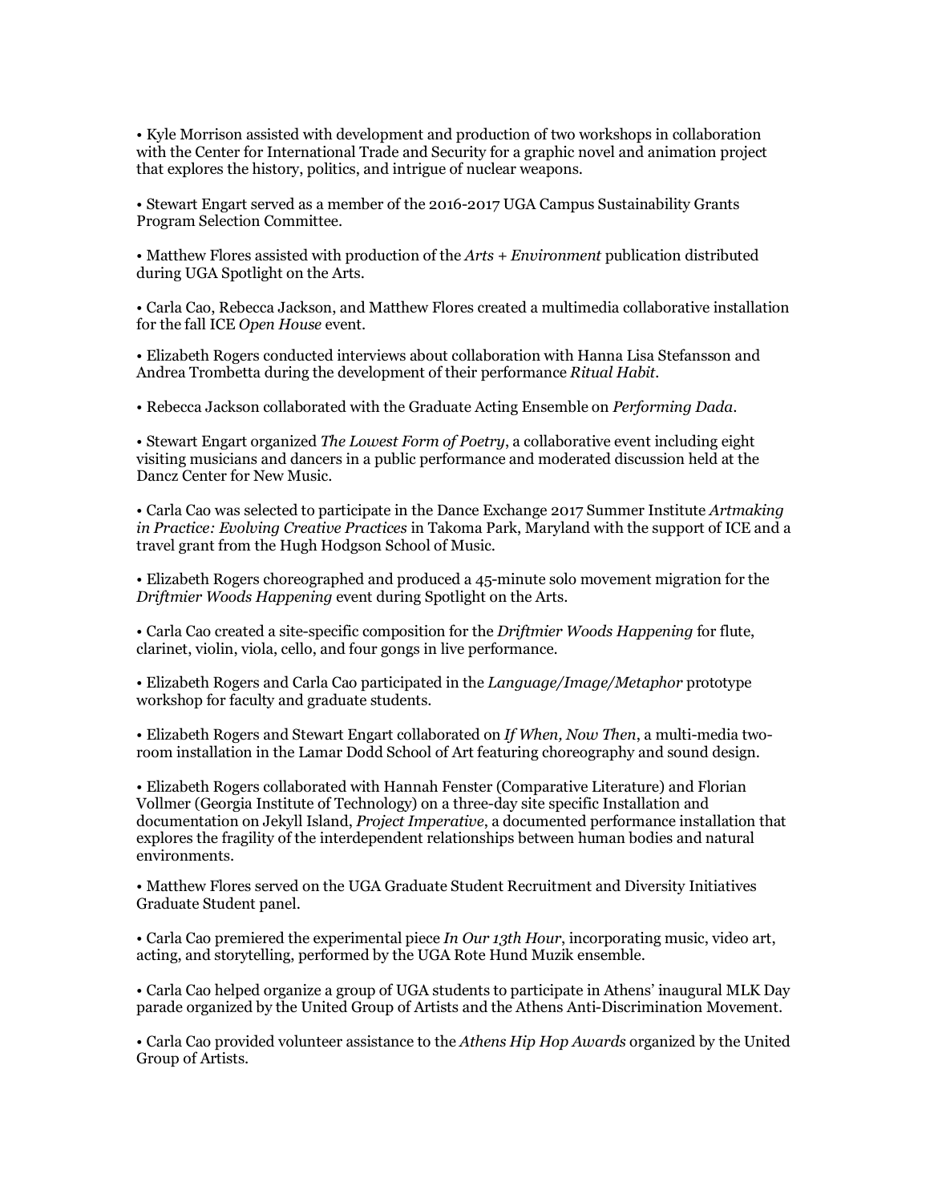• Kyle Morrison assisted with development and production of two workshops in collaboration with the Center for International Trade and Security for a graphic novel and animation project that explores the history, politics, and intrigue of nuclear weapons.

• Stewart Engart served as a member of the 2016-2017 UGA Campus Sustainability Grants Program Selection Committee.

• Matthew Flores assisted with production of the *Arts + Environment* publication distributed during UGA Spotlight on the Arts.

• Carla Cao, Rebecca Jackson, and Matthew Flores created a multimedia collaborative installation for the fall ICE *Open House* event.

• Elizabeth Rogers conducted interviews about collaboration with Hanna Lisa Stefansson and Andrea Trombetta during the development of their performance *Ritual Habit*.

• Rebecca Jackson collaborated with the Graduate Acting Ensemble on *Performing Dada*.

• Stewart Engart organized *The Lowest Form of Poetry*, a collaborative event including eight visiting musicians and dancers in a public performance and moderated discussion held at the Dancz Center for New Music.

• Carla Cao was selected to participate in the Dance Exchange 2017 Summer Institute *Artmaking in Practice: Evolving Creative Practices* in Takoma Park, Maryland with the support of ICE and a travel grant from the Hugh Hodgson School of Music.

• Elizabeth Rogers choreographed and produced a 45-minute solo movement migration for the *Driftmier Woods Happening* event during Spotlight on the Arts.

• Carla Cao created a site-specific composition for the *Driftmier Woods Happening* for flute, clarinet, violin, viola, cello, and four gongs in live performance.

• Elizabeth Rogers and Carla Cao participated in the *Language/Image/Metaphor* prototype workshop for faculty and graduate students.

• Elizabeth Rogers and Stewart Engart collaborated on *If When, Now Then*, a multi-media two-room installation in the Lamar Dodd School of Art featuring choreography and sound design.

• Elizabeth Rogers collaborated with Hannah Fenster (Comparative Literature) and Florian Vollmer (Georgia Institute of Technology) on a three-day site specific Installation and documentation on Jekyll Island, *Project Imperative*, a documented performance installation that explores the fragility of the interdependent relationships between human bodies and natural environments.

• Matthew Flores served on the UGA Graduate Student Recruitment and Diversity Initiatives Graduate Student panel.

• Carla Cao premiered the experimental piece *In Our 13th Hour*, incorporating music, video art, acting, and storytelling, performed by the UGA Rote Hund Muzik ensemble.

• Carla Cao helped organize a group of UGA students to participate in Athens' inaugural MLK Day parade organized by the United Group of Artists and the Athens Anti-Discrimination Movement.

• Carla Cao provided volunteer assistance to the *Athens Hip Hop Awards* organized by the United Group of Artists.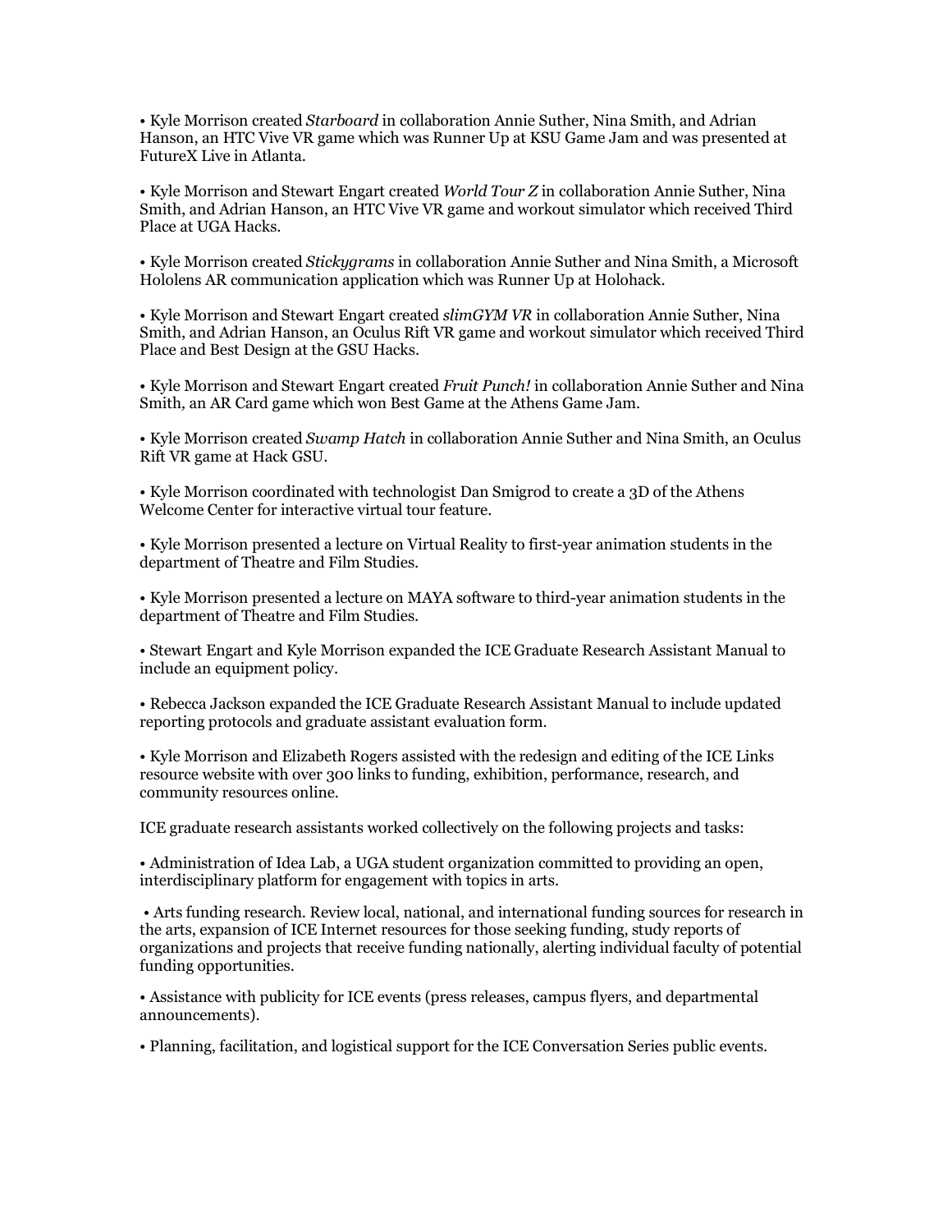• Kyle Morrison created *Starboard* in collaboration Annie Suther, Nina Smith, and Adrian Hanson, an HTC Vive VR game which was Runner Up at KSU Game Jam and was presented at FutureX Live in Atlanta.

• Kyle Morrison and Stewart Engart created *World Tour Z* in collaboration Annie Suther, Nina Smith, and Adrian Hanson, an HTC Vive VR game and workout simulator which received Third Place at UGA Hacks.

• Kyle Morrison created *Stickygrams* in collaboration Annie Suther and Nina Smith, a Microsoft Hololens AR communication application which was Runner Up at Holohack.

• Kyle Morrison and Stewart Engart created *slimGYM VR* in collaboration Annie Suther, Nina Smith, and Adrian Hanson, an Oculus Rift VR game and workout simulator which received Third Place and Best Design at the GSU Hacks.

• Kyle Morrison and Stewart Engart created *Fruit Punch!* in collaboration Annie Suther and Nina Smith, an AR Card game which won Best Game at the Athens Game Jam.

• Kyle Morrison created *Swamp Hatch* in collaboration Annie Suther and Nina Smith, an Oculus Rift VR game at Hack GSU.

• Kyle Morrison coordinated with technologist Dan Smigrod to create a 3D of the Athens Welcome Center for interactive virtual tour feature.

• Kyle Morrison presented a lecture on Virtual Reality to first-year animation students in the department of Theatre and Film Studies.

• Kyle Morrison presented a lecture on MAYA software to third-year animation students in the department of Theatre and Film Studies.

• Stewart Engart and Kyle Morrison expanded the ICE Graduate Research Assistant Manual to include an equipment policy.

• Rebecca Jackson expanded the ICE Graduate Research Assistant Manual to include updated reporting protocols and graduate assistant evaluation form.

• Kyle Morrison and Elizabeth Rogers assisted with the redesign and editing of the ICE Links resource website with over 300 links to funding, exhibition, performance, research, and community resources online.

ICE graduate research assistants worked collectively on the following projects and tasks:

• Administration of Idea Lab, a UGA student organization committed to providing an open, interdisciplinary platform for engagement with topics in arts.

• Arts funding research. Review local, national, and international funding sources for research in the arts, expansion of ICE Internet resources for those seeking funding, study reports of organizations and projects that receive funding nationally, alerting individual faculty of potential funding opportunities.

• Assistance with publicity for ICE events (press releases, campus flyers, and departmental announcements).

• Planning, facilitation, and logistical support for the ICE Conversation Series public events.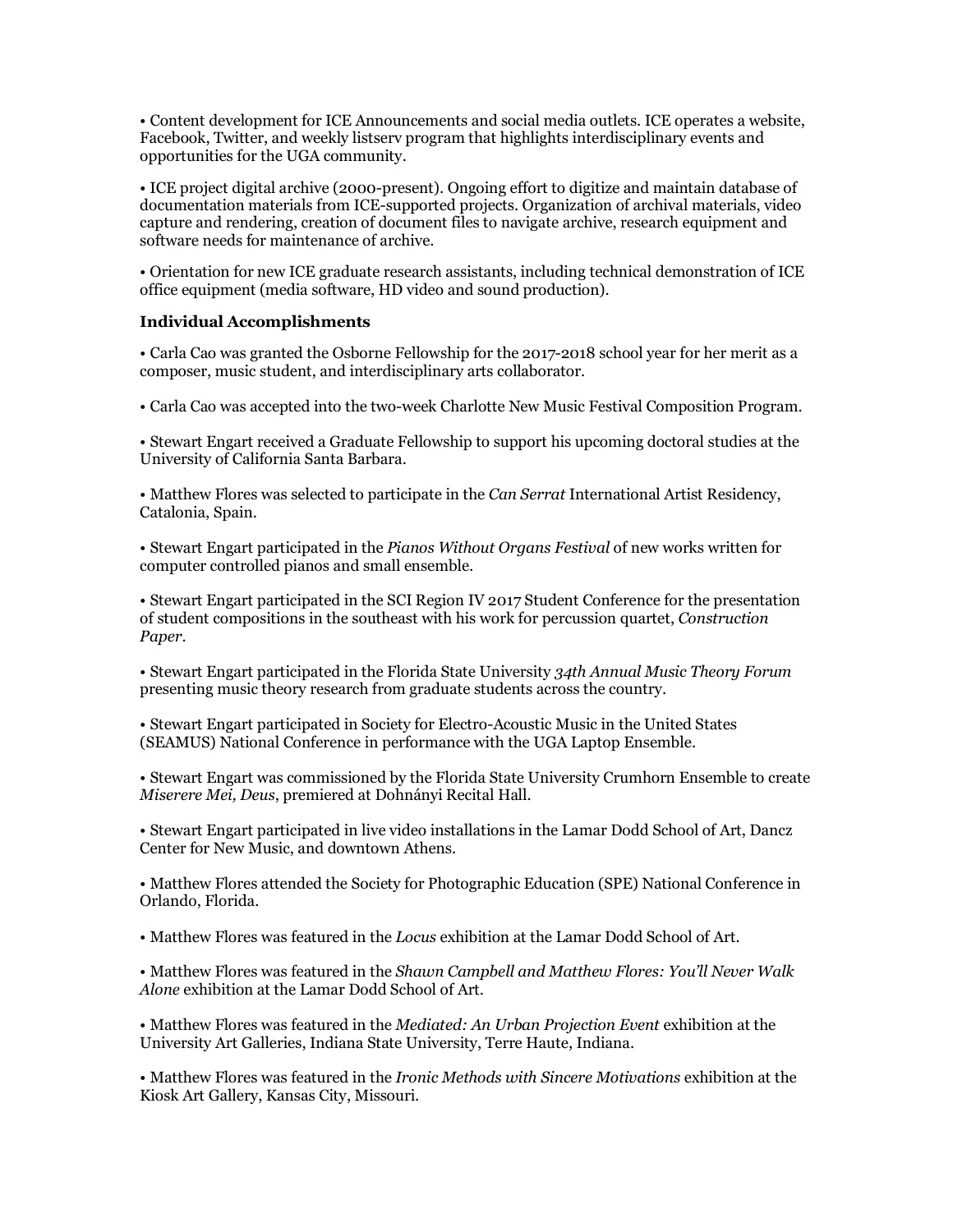• Content development for ICE Announcements and social media outlets. ICE operates a website, Facebook, Twitter, and weekly listserv program that highlights interdisciplinary events and opportunities for the UGA community.

• ICE project digital archive (2000-present). Ongoing effort to digitize and maintain database of documentation materials from ICE-supported projects. Organization of archival materials, video capture and rendering, creation of document files to navigate archive, research equipment and software needs for maintenance of archive.

• Orientation for new ICE graduate research assistants, including technical demonstration of ICE office equipment (media software, HD video and sound production).

**Individual Accomplishments**

• Carla Cao was granted the Osborne Fellowship for the 2017-2018 school year for her merit as a composer, music student, and interdisciplinary arts collaborator.

• Carla Cao was accepted into the two-week Charlotte New Music Festival Composition Program.

• Stewart Engart received a Graduate Fellowship to support his upcoming doctoral studies at the University of California Santa Barbara.

• Matthew Flores was selected to participate in the *Can Serrat* International Artist Residency, Catalonia, Spain.

• Stewart Engart participated in the *Pianos Without Organs Festival* of new works written for computer controlled pianos and small ensemble.

• Stewart Engart participated in the SCI Region IV 2017 Student Conference for the presentation of student compositions in the southeast with his work for percussion quartet, *Construction Paper*.

• Stewart Engart participated in the Florida State University *34th Annual Music Theory Forum* presenting music theory research from graduate students across the country.

• Stewart Engart participated in Society for Electro-Acoustic Music in the United States (SEAMUS) National Conference in performance with the UGA Laptop Ensemble.

• Stewart Engart was commissioned by the Florida State University Crumhorn Ensemble to create *Miserere Mei, Deus*, premiered at Dohnányi Recital Hall.

• Stewart Engart participated in live video installations in the Lamar Dodd School of Art, Dancz Center for New Music, and downtown Athens.

• Matthew Flores attended the Society for Photographic Education (SPE) National Conference in Orlando, Florida.

• Matthew Flores was featured in the *Locus* exhibition at the Lamar Dodd School of Art.

• Matthew Flores was featured in the *Shawn Campbell and Matthew Flores: You'll Never Walk Alone* exhibition at the Lamar Dodd School of Art.

• Matthew Flores was featured in the *Mediated: An Urban Projection Event* exhibition at the University Art Galleries, Indiana State University, Terre Haute, Indiana.

• Matthew Flores was featured in the *Ironic Methods with Sincere Motivations* exhibition at the Kiosk Art Gallery, Kansas City, Missouri.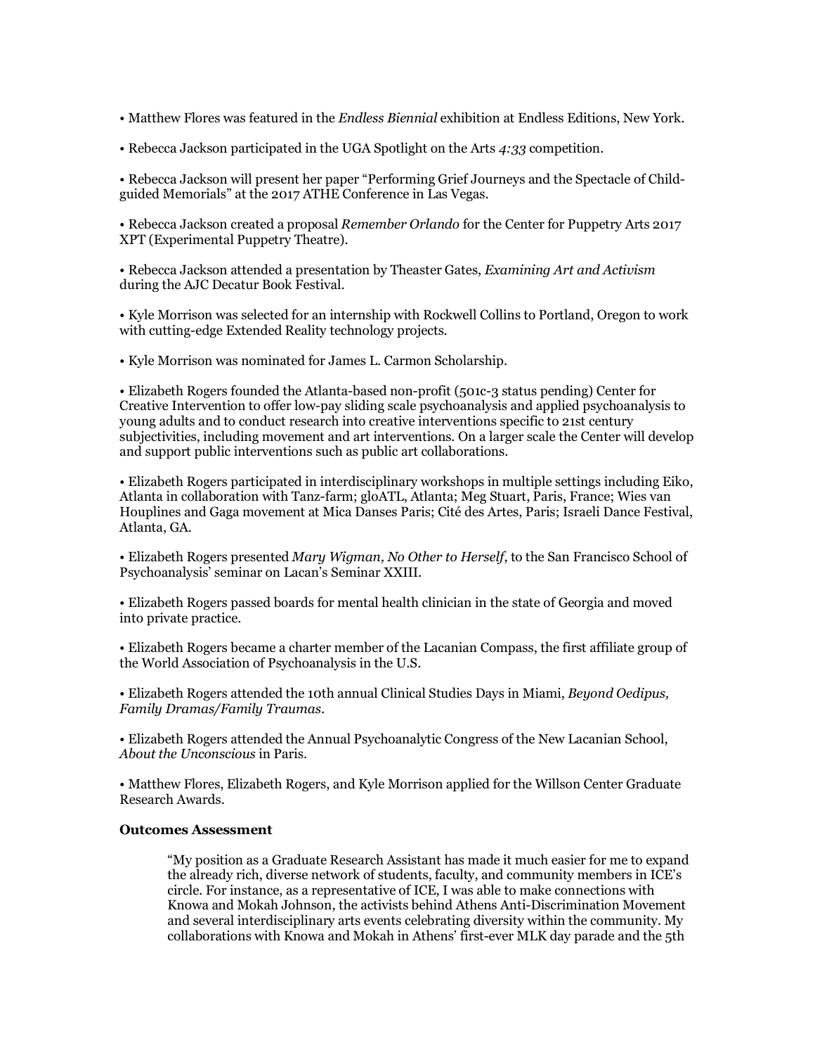• Matthew Flores was featured in the *Endless Biennial* exhibition at Endless Editions, New York.

• Rebecca Jackson participated in the UGA Spotlight on the Arts *4:33* competition.

• Rebecca Jackson will present her paper "Performing Grief Journeys and the Spectacle of Child-guided Memorials" at the 2017 ATHE Conference in Las Vegas.

• Rebecca Jackson created a proposal *Remember Orlando* for the Center for Puppetry Arts 2017 XPT (Experimental Puppetry Theatre).

• Rebecca Jackson attended a presentation by Theaster Gates, *Examining Art and Activism* during the AJC Decatur Book Festival.

• Kyle Morrison was selected for an internship with Rockwell Collins to Portland, Oregon to work with cutting-edge Extended Reality technology projects.

• Kyle Morrison was nominated for James L. Carmon Scholarship.

• Elizabeth Rogers founded the Atlanta-based non-profit (501c-3 status pending) Center for Creative Intervention to offer low-pay sliding scale psychoanalysis and applied psychoanalysis to young adults and to conduct research into creative interventions specific to 21st century subjectivities, including movement and art interventions. On a larger scale the Center will develop and support public interventions such as public art collaborations.

• Elizabeth Rogers participated in interdisciplinary workshops in multiple settings including Eiko, Atlanta in collaboration with Tanz-farm; gloATL, Atlanta; Meg Stuart, Paris, France; Wies van Houplines and Gaga movement at Mica Danses Paris; Cité des Artes, Paris; Israeli Dance Festival, Atlanta, GA.

• Elizabeth Rogers presented *Mary Wigman, No Other to Herself*, to the San Francisco School of Psychoanalysis' seminar on Lacan's Seminar XXIII.

• Elizabeth Rogers passed boards for mental health clinician in the state of Georgia and moved into private practice.

• Elizabeth Rogers became a charter member of the Lacanian Compass, the first affiliate group of the World Association of Psychoanalysis in the U.S.

• Elizabeth Rogers attended the 10th annual Clinical Studies Days in Miami, *Beyond Oedipus, Family Dramas/Family Traumas*.

• Elizabeth Rogers attended the Annual Psychoanalytic Congress of the New Lacanian School, *About the Unconscious* in Paris.

• Matthew Flores, Elizabeth Rogers, and Kyle Morrison applied for the Willson Center Graduate Research Awards.

**Outcomes Assessment**

> "My position as a Graduate Research Assistant has made it much easier for me to expand the already rich, diverse network of students, faculty, and community members in ICE's circle. For instance, as a representative of ICE, I was able to make connections with Knowa and Mokah Johnson, the activists behind Athens Anti-Discrimination Movement and several interdisciplinary arts events celebrating diversity within the community. My collaborations with Knowa and Mokah in Athens' first-ever MLK day parade and the 5th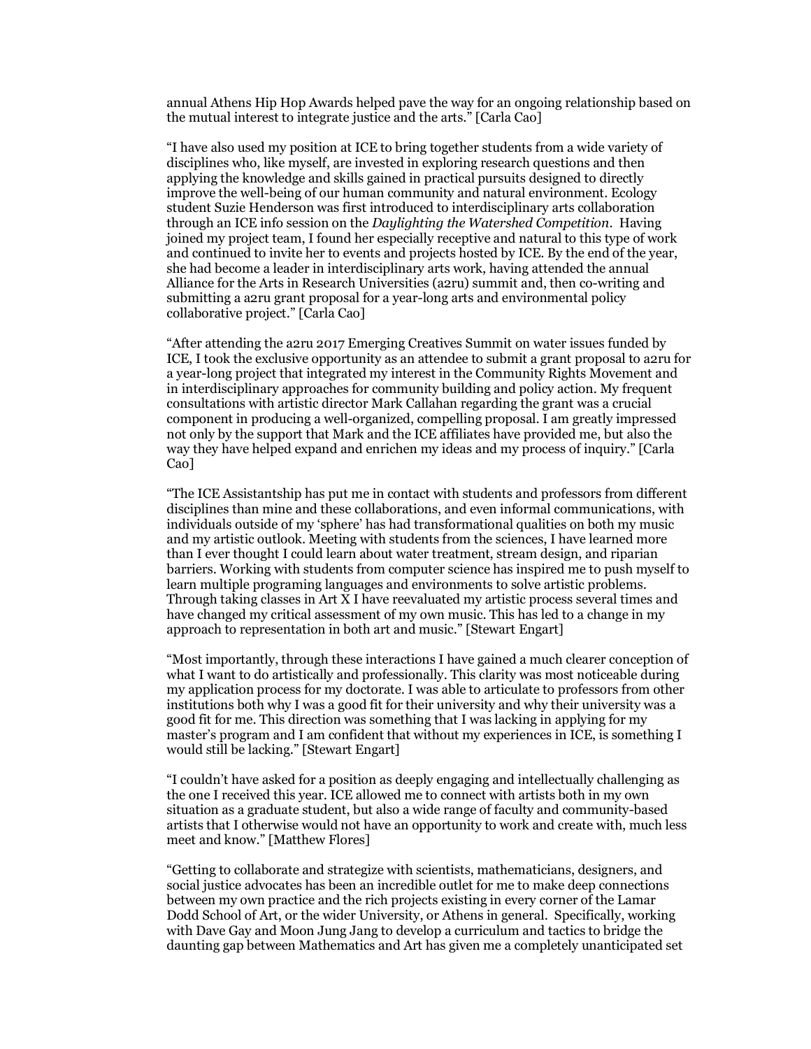annual Athens Hip Hop Awards helped pave the way for an ongoing relationship based on the mutual interest to integrate justice and the arts." [Carla Cao]

"I have also used my position at ICE to bring together students from a wide variety of disciplines who, like myself, are invested in exploring research questions and then applying the knowledge and skills gained in practical pursuits designed to directly improve the well-being of our human community and natural environment. Ecology student Suzie Henderson was first introduced to interdisciplinary arts collaboration through an ICE info session on the *Daylighting the Watershed Competition*. Having joined my project team, I found her especially receptive and natural to this type of work and continued to invite her to events and projects hosted by ICE. By the end of the year, she had become a leader in interdisciplinary arts work, having attended the annual Alliance for the Arts in Research Universities (a2ru) summit and, then co-writing and submitting a a2ru grant proposal for a year-long arts and environmental policy collaborative project." [Carla Cao]

"After attending the a2ru 2017 Emerging Creatives Summit on water issues funded by ICE, I took the exclusive opportunity as an attendee to submit a grant proposal to a2ru for a year-long project that integrated my interest in the Community Rights Movement and in interdisciplinary approaches for community building and policy action. My frequent consultations with artistic director Mark Callahan regarding the grant was a crucial component in producing a well-organized, compelling proposal. I am greatly impressed not only by the support that Mark and the ICE affiliates have provided me, but also the way they have helped expand and enrichen my ideas and my process of inquiry." [Carla Cao]

"The ICE Assistantship has put me in contact with students and professors from different disciplines than mine and these collaborations, and even informal communications, with individuals outside of my 'sphere' has had transformational qualities on both my music and my artistic outlook. Meeting with students from the sciences, I have learned more than I ever thought I could learn about water treatment, stream design, and riparian barriers. Working with students from computer science has inspired me to push myself to learn multiple programing languages and environments to solve artistic problems. Through taking classes in Art X I have reevaluated my artistic process several times and have changed my critical assessment of my own music. This has led to a change in my approach to representation in both art and music." [Stewart Engart]

"Most importantly, through these interactions I have gained a much clearer conception of what I want to do artistically and professionally. This clarity was most noticeable during my application process for my doctorate. I was able to articulate to professors from other institutions both why I was a good fit for their university and why their university was a good fit for me. This direction was something that I was lacking in applying for my master's program and I am confident that without my experiences in ICE, is something I would still be lacking." [Stewart Engart]

"I couldn't have asked for a position as deeply engaging and intellectually challenging as the one I received this year. ICE allowed me to connect with artists both in my own situation as a graduate student, but also a wide range of faculty and community-based artists that I otherwise would not have an opportunity to work and create with, much less meet and know." [Matthew Flores]

"Getting to collaborate and strategize with scientists, mathematicians, designers, and social justice advocates has been an incredible outlet for me to make deep connections between my own practice and the rich projects existing in every corner of the Lamar Dodd School of Art, or the wider University, or Athens in general. Specifically, working with Dave Gay and Moon Jung Jang to develop a curriculum and tactics to bridge the daunting gap between Mathematics and Art has given me a completely unanticipated set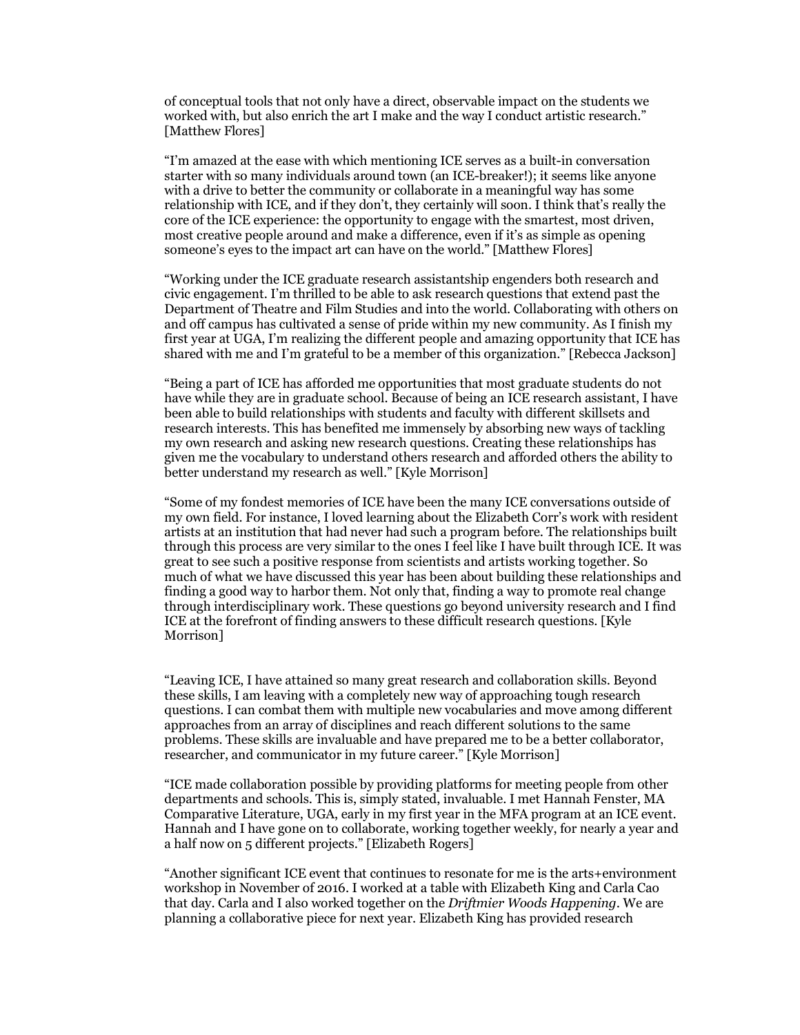of conceptual tools that not only have a direct, observable impact on the students we worked with, but also enrich the art I make and the way I conduct artistic research." [Matthew Flores]

"I'm amazed at the ease with which mentioning ICE serves as a built-in conversation starter with so many individuals around town (an ICE-breaker!); it seems like anyone with a drive to better the community or collaborate in a meaningful way has some relationship with ICE, and if they don't, they certainly will soon. I think that's really the core of the ICE experience: the opportunity to engage with the smartest, most driven, most creative people around and make a difference, even if it's as simple as opening someone's eyes to the impact art can have on the world." [Matthew Flores]

"Working under the ICE graduate research assistantship engenders both research and civic engagement. I'm thrilled to be able to ask research questions that extend past the Department of Theatre and Film Studies and into the world. Collaborating with others on and off campus has cultivated a sense of pride within my new community. As I finish my first year at UGA, I'm realizing the different people and amazing opportunity that ICE has shared with me and I'm grateful to be a member of this organization." [Rebecca Jackson]

"Being a part of ICE has afforded me opportunities that most graduate students do not have while they are in graduate school. Because of being an ICE research assistant, I have been able to build relationships with students and faculty with different skillsets and research interests. This has benefited me immensely by absorbing new ways of tackling my own research and asking new research questions. Creating these relationships has given me the vocabulary to understand others research and afforded others the ability to better understand my research as well." [Kyle Morrison]

"Some of my fondest memories of ICE have been the many ICE conversations outside of my own field. For instance, I loved learning about the Elizabeth Corr's work with resident artists at an institution that had never had such a program before. The relationships built through this process are very similar to the ones I feel like I have built through ICE. It was great to see such a positive response from scientists and artists working together. So much of what we have discussed this year has been about building these relationships and finding a good way to harbor them. Not only that, finding a way to promote real change through interdisciplinary work. These questions go beyond university research and I find ICE at the forefront of finding answers to these difficult research questions. [Kyle Morrison]

"Leaving ICE, I have attained so many great research and collaboration skills. Beyond these skills, I am leaving with a completely new way of approaching tough research questions. I can combat them with multiple new vocabularies and move among different approaches from an array of disciplines and reach different solutions to the same problems. These skills are invaluable and have prepared me to be a better collaborator, researcher, and communicator in my future career." [Kyle Morrison]

"ICE made collaboration possible by providing platforms for meeting people from other departments and schools. This is, simply stated, invaluable. I met Hannah Fenster, MA Comparative Literature, UGA, early in my first year in the MFA program at an ICE event. Hannah and I have gone on to collaborate, working together weekly, for nearly a year and a half now on 5 different projects." [Elizabeth Rogers]

"Another significant ICE event that continues to resonate for me is the arts+environment workshop in November of 2016. I worked at a table with Elizabeth King and Carla Cao that day. Carla and I also worked together on the *Driftmier Woods Happening*. We are planning a collaborative piece for next year. Elizabeth King has provided research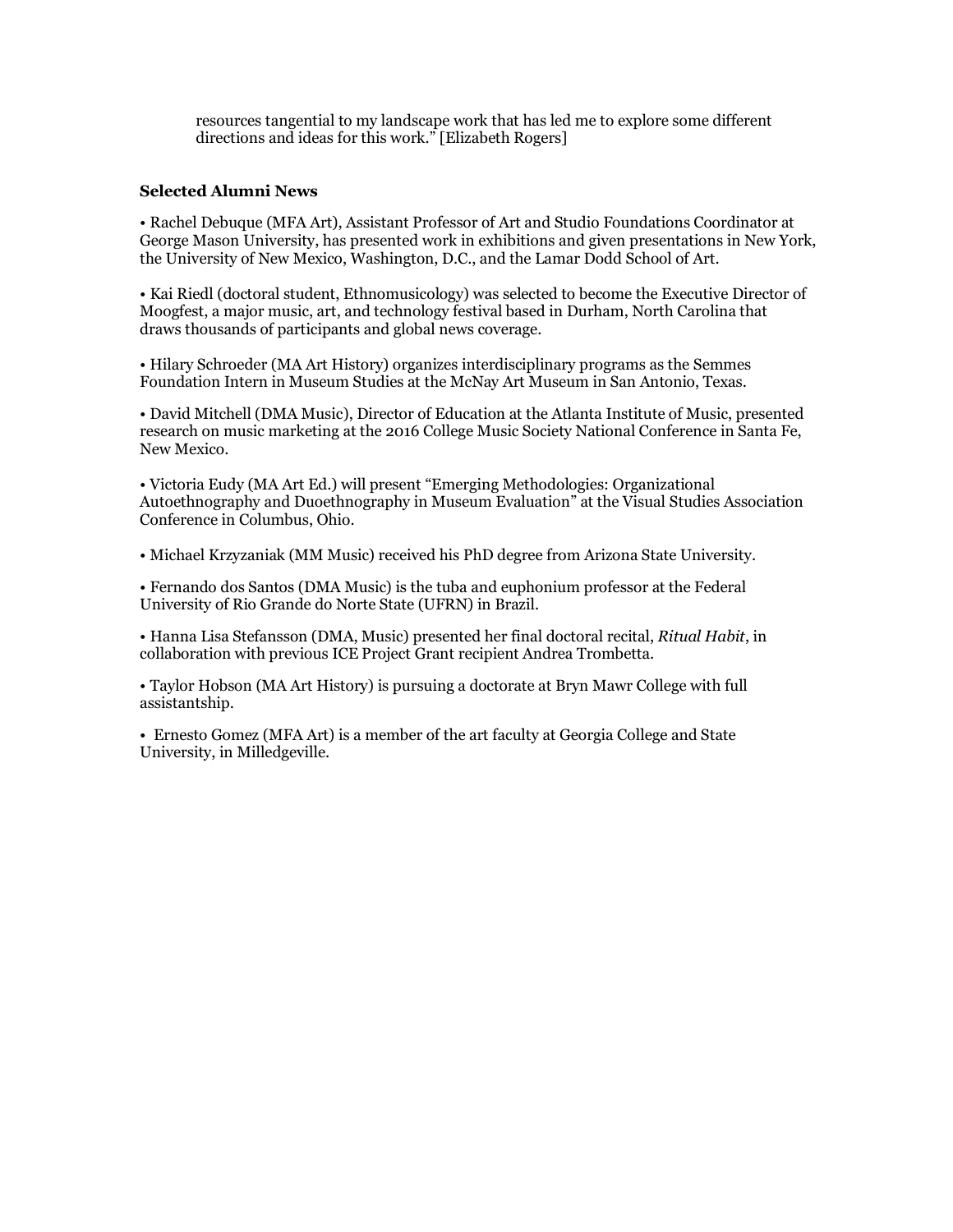resources tangential to my landscape work that has led me to explore some different directions and ideas for this work." [Elizabeth Rogers]

**Selected Alumni News**

• Rachel Debuque (MFA Art), Assistant Professor of Art and Studio Foundations Coordinator at George Mason University, has presented work in exhibitions and given presentations in New York, the University of New Mexico, Washington, D.C., and the Lamar Dodd School of Art.

• Kai Riedl (doctoral student, Ethnomusicology) was selected to become the Executive Director of Moogfest, a major music, art, and technology festival based in Durham, North Carolina that draws thousands of participants and global news coverage.

• Hilary Schroeder (MA Art History) organizes interdisciplinary programs as the Semmes Foundation Intern in Museum Studies at the McNay Art Museum in San Antonio, Texas.

• David Mitchell (DMA Music), Director of Education at the Atlanta Institute of Music, presented research on music marketing at the 2016 College Music Society National Conference in Santa Fe, New Mexico.

• Victoria Eudy (MA Art Ed.) will present "Emerging Methodologies: Organizational Autoethnography and Duoethnography in Museum Evaluation" at the Visual Studies Association Conference in Columbus, Ohio.

• Michael Krzyzaniak (MM Music) received his PhD degree from Arizona State University.

• Fernando dos Santos (DMA Music) is the tuba and euphonium professor at the Federal University of Rio Grande do Norte State (UFRN) in Brazil.

• Hanna Lisa Stefansson (DMA, Music) presented her final doctoral recital, *Ritual Habit*, in collaboration with previous ICE Project Grant recipient Andrea Trombetta.

• Taylor Hobson (MA Art History) is pursuing a doctorate at Bryn Mawr College with full assistantship.

• Ernesto Gomez (MFA Art) is a member of the art faculty at Georgia College and State University, in Milledgeville.